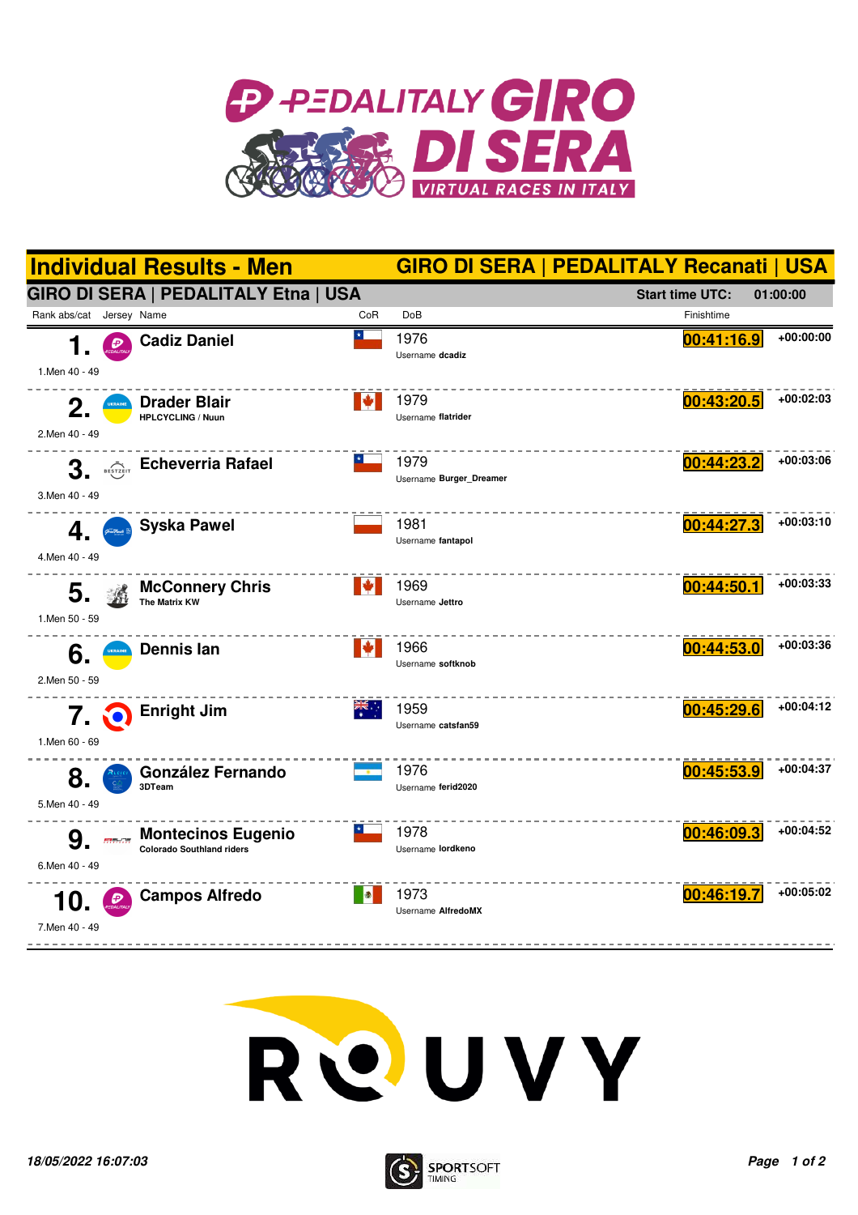# Individual Results - Men

## GIRO DI SERA | PEDALITALY Recanati | USA

### GIRO DI SERA | PEDALITALY Etna | USA

Start time UTC: 01:00:00

| Rank abs/cat | Name | CoR | DoB | Finishtime | |
|---|---|---|---|---|---|
| 1. (1.Men 40 - 49) | Cadiz Daniel | CHI | 1976 Username dcadiz | 00:41:16.9 | +00:00:00 |
| 2. (2.Men 40 - 49) | Drader Blair HPLCYCLING / Nuun | CAN | 1979 Username flatrider | 00:43:20.5 | +00:02:03 |
| 3. (3.Men 40 - 49) | Echeverria Rafael | CHI | 1979 Username Burger_Dreamer | 00:44:23.2 | +00:03:06 |
| 4. (4.Men 40 - 49) | Syska Pawel | POL | 1981 Username fantapol | 00:44:27.3 | +00:03:10 |
| 5. (1.Men 50 - 59) | McConnery Chris The Matrix KW | CAN | 1969 Username Jettro | 00:44:50.1 | +00:03:33 |
| 6. (2.Men 50 - 59) | Dennis Ian | CAN | 1966 Username softknob | 00:44:53.0 | +00:03:36 |
| 7. (1.Men 60 - 69) | Enright Jim | AUS | 1959 Username catsfan59 | 00:45:29.6 | +00:04:12 |
| 8. (5.Men 40 - 49) | González Fernando 3DTeam | ARG | 1976 Username ferid2020 | 00:45:53.9 | +00:04:37 |
| 9. (6.Men 40 - 49) | Montecinos Eugenio Colorado Southland riders | CHI | 1978 Username lordkeno | 00:46:09.3 | +00:04:52 |
| 10. (7.Men 40 - 49) | Campos Alfredo | MEX | 1973 Username AlfredoMX | 00:46:19.7 | +00:05:02 |

18/05/2022 16:07:03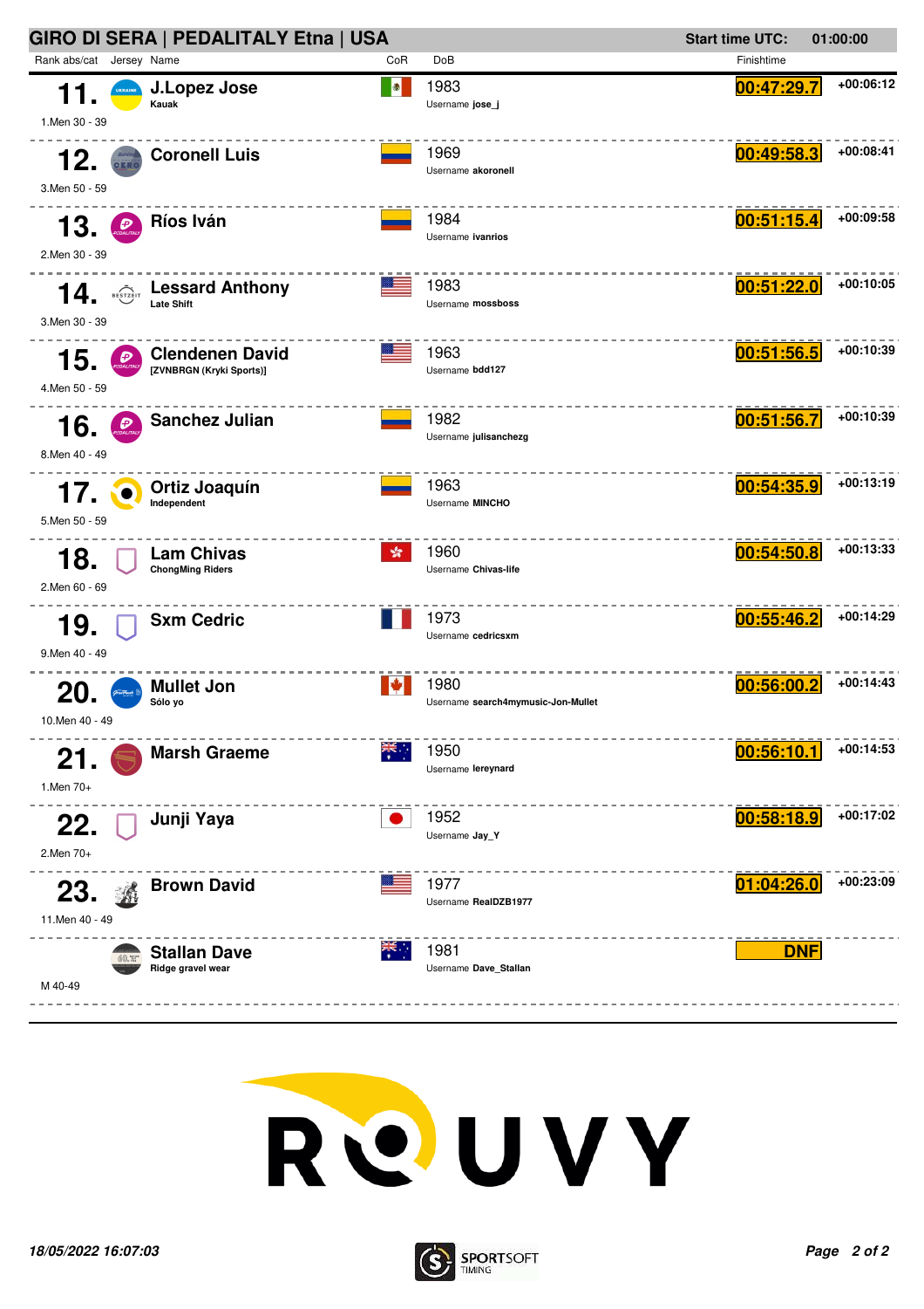## GIRO DI SERA | PEDALITALY Etna | USA

Start time UTC: 01:00:00

| Rank abs/cat | Jersey | Name | CoR | DoB | Finishtime | |
|---|---|---|---|---|---|---|
| 11. 1.Men 30 - 39 | | J.Lopez Jose Kauak | | 1983 Username jose_j | 00:47:29.7 | +00:06:12 |
| 12. 3.Men 50 - 59 | | Coronell Luis | | 1969 Username akoronell | 00:49:58.3 | +00:08:41 |
| 13. 2.Men 30 - 39 | | Ríos Iván | | 1984 Username ivanrios | 00:51:15.4 | +00:09:58 |
| 14. 3.Men 30 - 39 | | Lessard Anthony Late Shift | | 1983 Username mossboss | 00:51:22.0 | +00:10:05 |
| 15. 4.Men 50 - 59 | | Clendenen David [ZVNBRGN (Kryki Sports)] | | 1963 Username bdd127 | 00:51:56.5 | +00:10:39 |
| 16. 8.Men 40 - 49 | | Sanchez Julian | | 1982 Username julisanchezg | 00:51:56.7 | +00:10:39 |
| 17. 5.Men 50 - 59 | | Ortiz Joaquín Independent | | 1963 Username MINCHO | 00:54:35.9 | +00:13:19 |
| 18. 2.Men 60 - 69 | | Lam Chivas ChongMing Riders | | 1960 Username Chivas-life | 00:54:50.8 | +00:13:33 |
| 19. 9.Men 40 - 49 | | Sxm Cedric | | 1973 Username cedricsxm | 00:55:46.2 | +00:14:29 |
| 20. 10.Men 40 - 49 | | Mullet Jon Sólo yo | | 1980 Username search4mymusic-Jon-Mullet | 00:56:00.2 | +00:14:43 |
| 21. 1.Men 70+ | | Marsh Graeme | | 1950 Username lereynard | 00:56:10.1 | +00:14:53 |
| 22. 2.Men 70+ | | Junji Yaya | | 1952 Username Jay_Y | 00:58:18.9 | +00:17:02 |
| 23. 11.Men 40 - 49 | | Brown David | | 1977 Username RealDZB1977 | 01:04:26.0 | +00:23:09 |
| M 40-49 | | Stallan Dave Ridge gravel wear | | 1981 Username Dave_Stallan | DNF | |

ROUVY

18/05/2022 16:07:03

SPORTSOFT TIMING